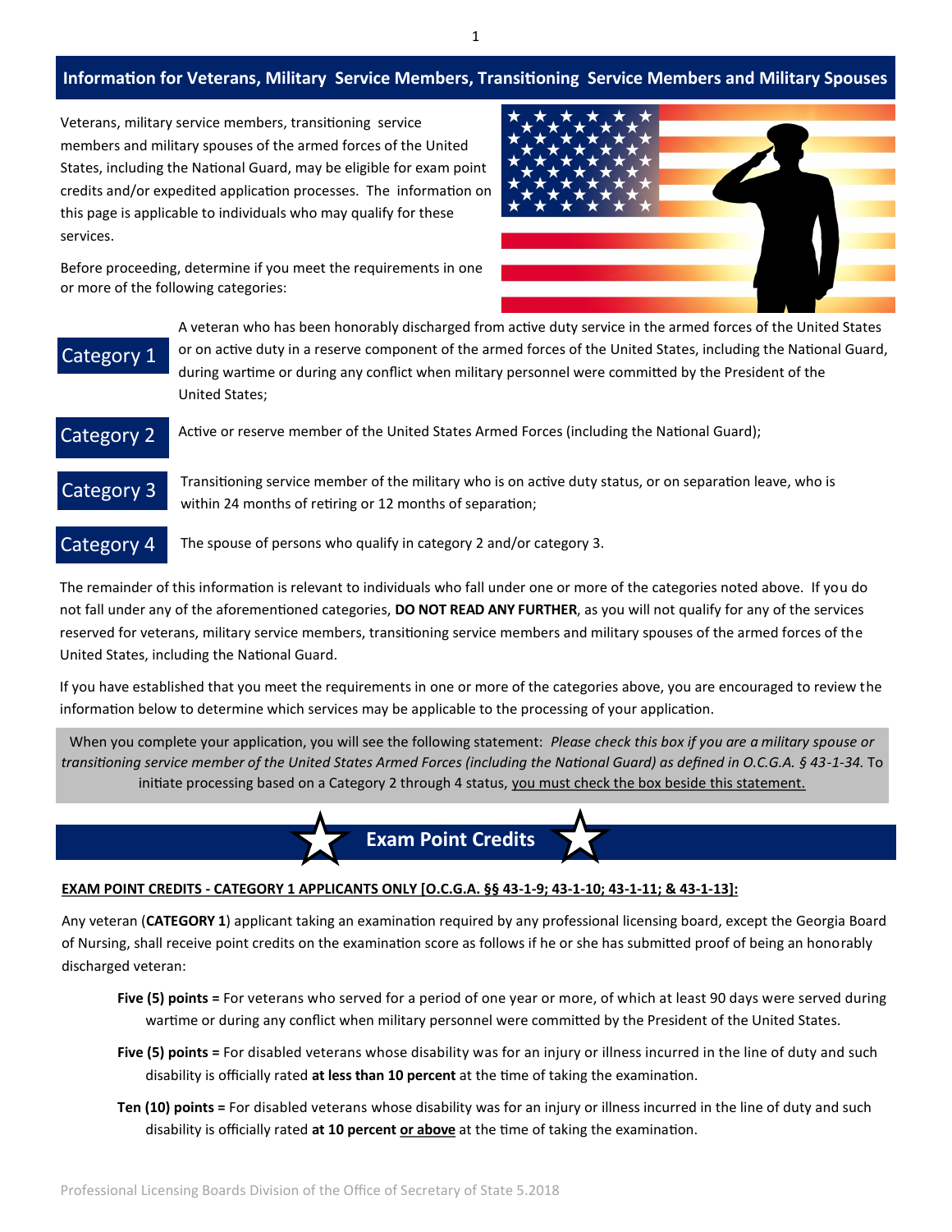## Information for Veterans, Military Service Members, Transitioning Service Members and Military Spouses

Veterans, military service members, transitioning service members and military spouses of the armed forces of the United States, including the National Guard, may be eligible for exam point credits and/or expedited application processes. The information on this page is applicable to individuals who may qualify for these services.

Before proceeding, determine if you meet the requirements in one or more of the following categories:

**Category 1** — A veteran who has been honorably discharged from active duty service in the armed forces of the United States or on active duty in a reserve component of the armed forces of the United States, including the National Guard, during wartime or during any conflict when military personnel were committed by the President of the United States;

**Category 2** — Active or reserve member of the United States Armed Forces (including the National Guard);

**Category 3** — Transitioning service member of the military who is on active duty status, or on separation leave, who is within 24 months of retiring or 12 months of separation;

**Category 4** — The spouse of persons who qualify in category 2 and/or category 3.

The remainder of this information is relevant to individuals who fall under one or more of the categories noted above. If you do not fall under any of the aforementioned categories, **DO NOT READ ANY FURTHER**, as you will not qualify for any of the services reserved for veterans, military service members, transitioning service members and military spouses of the armed forces of the United States, including the National Guard.

If you have established that you meet the requirements in one or more of the categories above, you are encouraged to review the information below to determine which services may be applicable to the processing of your application.

> When you complete your application, you will see the following statement: *Please check this box if you are a military spouse or transitioning service member of the United States Armed Forces (including the National Guard) as defined in O.C.G.A. § 43-1-34.* To initiate processing based on a Category 2 through 4 status, <u>you must check the box beside this statement.</u>

## Exam Point Credits

**<u>EXAM POINT CREDITS - CATEGORY 1 APPLICANTS ONLY [O.C.G.A. §§ 43-1-9; 43-1-10; 43-1-11; & 43-1-13]:</u>**

Any veteran (**CATEGORY 1**) applicant taking an examination required by any professional licensing board, except the Georgia Board of Nursing, shall receive point credits on the examination score as follows if he or she has submitted proof of being an honorably discharged veteran:

- **Five (5) points =** For veterans who served for a period of one year or more, of which at least 90 days were served during wartime or during any conflict when military personnel were committed by the President of the United States.
- **Five (5) points =** For disabled veterans whose disability was for an injury or illness incurred in the line of duty and such disability is officially rated **at less than 10 percent** at the time of taking the examination.
- **Ten (10) points =** For disabled veterans whose disability was for an injury or illness incurred in the line of duty and such disability is officially rated **at 10 percent <u>or above</u>** at the time of taking the examination.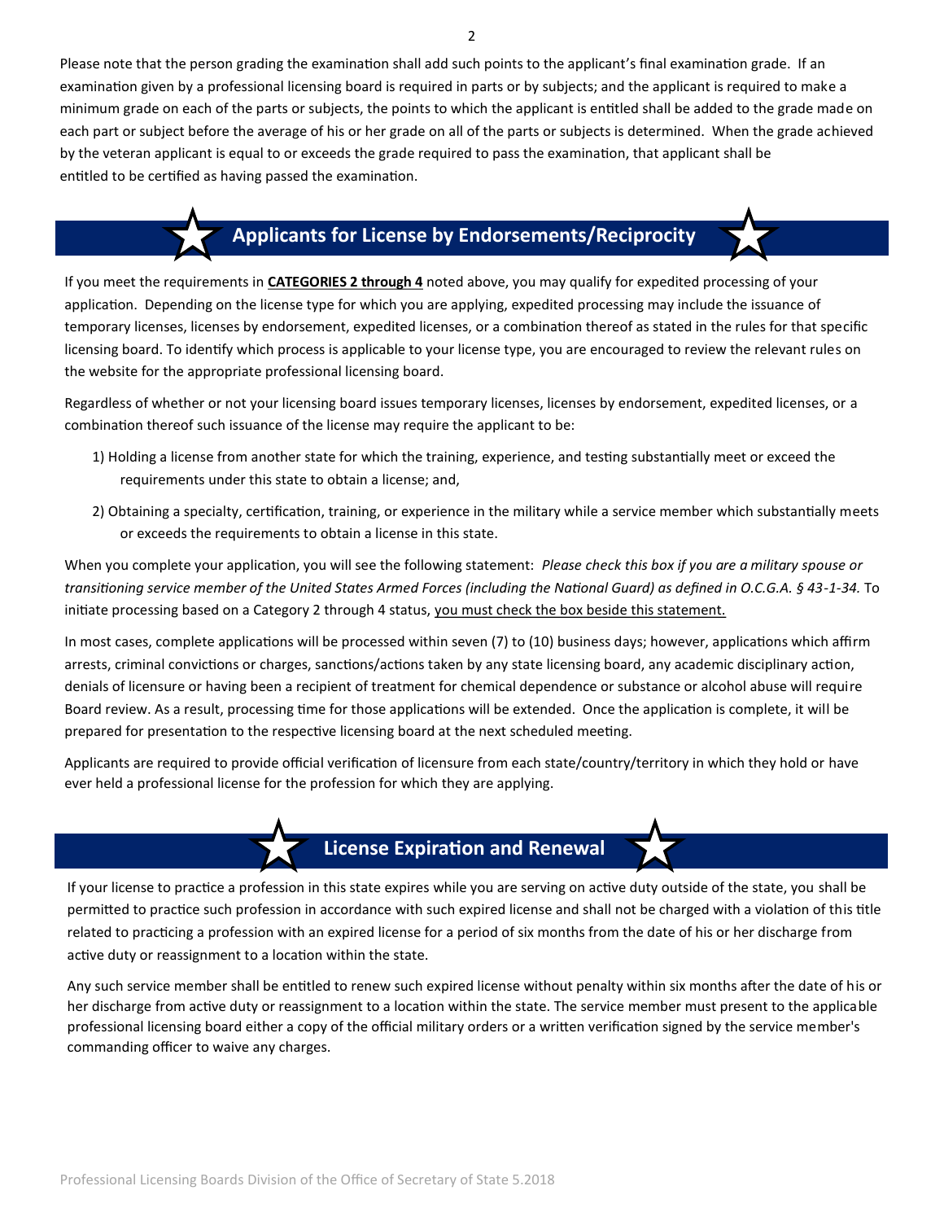Please note that the person grading the examination shall add such points to the applicant's final examination grade. If an examination given by a professional licensing board is required in parts or by subjects; and the applicant is required to make a minimum grade on each of the parts or subjects, the points to which the applicant is entitled shall be added to the grade made on each part or subject before the average of his or her grade on all of the parts or subjects is determined. When the grade achieved by the veteran applicant is equal to or exceeds the grade required to pass the examination, that applicant shall be entitled to be certified as having passed the examination.

## Applicants for License by Endorsements/Reciprocity

If you meet the requirements in **<u>CATEGORIES 2 through 4</u>** noted above, you may qualify for expedited processing of your application. Depending on the license type for which you are applying, expedited processing may include the issuance of temporary licenses, licenses by endorsement, expedited licenses, or a combination thereof as stated in the rules for that specific licensing board. To identify which process is applicable to your license type, you are encouraged to review the relevant rules on the website for the appropriate professional licensing board.

Regardless of whether or not your licensing board issues temporary licenses, licenses by endorsement, expedited licenses, or a combination thereof such issuance of the license may require the applicant to be:

1) Holding a license from another state for which the training, experience, and testing substantially meet or exceed the requirements under this state to obtain a license; and,
2) Obtaining a specialty, certification, training, or experience in the military while a service member which substantially meets or exceeds the requirements to obtain a license in this state.

When you complete your application, you will see the following statement: *Please check this box if you are a military spouse or transitioning service member of the United States Armed Forces (including the National Guard) as defined in O.C.G.A. § 43-1-34.* To initiate processing based on a Category 2 through 4 status, <u>you must check the box beside this statement.</u>

In most cases, complete applications will be processed within seven (7) to (10) business days; however, applications which affirm arrests, criminal convictions or charges, sanctions/actions taken by any state licensing board, any academic disciplinary action, denials of licensure or having been a recipient of treatment for chemical dependence or substance or alcohol abuse will require Board review. As a result, processing time for those applications will be extended. Once the application is complete, it will be prepared for presentation to the respective licensing board at the next scheduled meeting.

Applicants are required to provide official verification of licensure from each state/country/territory in which they hold or have ever held a professional license for the profession for which they are applying.

## License Expiration and Renewal

If your license to practice a profession in this state expires while you are serving on active duty outside of the state, you shall be permitted to practice such profession in accordance with such expired license and shall not be charged with a violation of this title related to practicing a profession with an expired license for a period of six months from the date of his or her discharge from active duty or reassignment to a location within the state.

Any such service member shall be entitled to renew such expired license without penalty within six months after the date of his or her discharge from active duty or reassignment to a location within the state. The service member must present to the applicable professional licensing board either a copy of the official military orders or a written verification signed by the service member's commanding officer to waive any charges.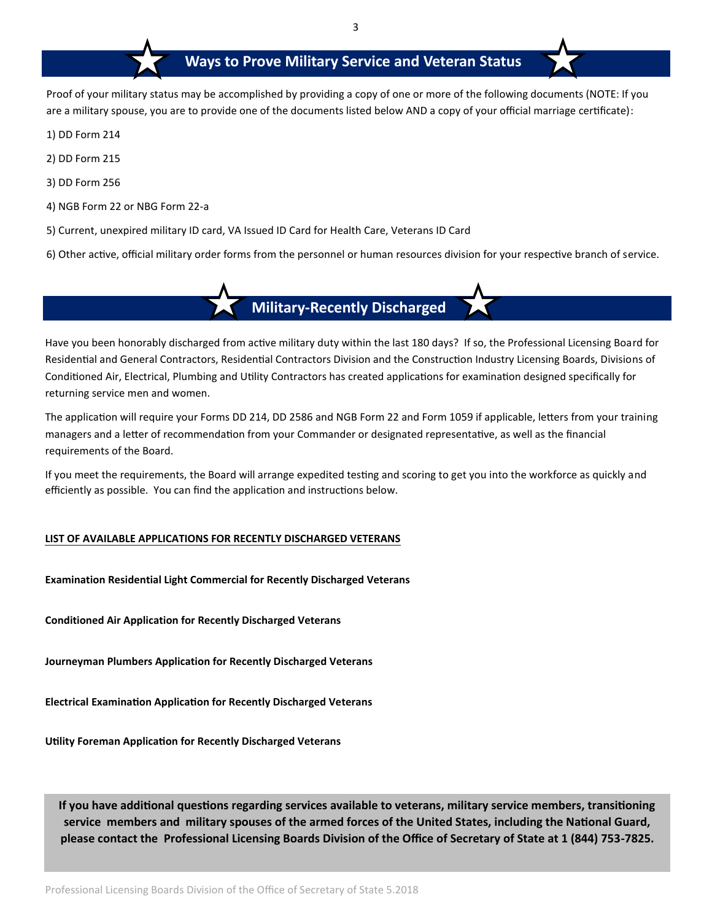## Ways to Prove Military Service and Veteran Status

Proof of your military status may be accomplished by providing a copy of one or more of the following documents (NOTE: If you are a military spouse, you are to provide one of the documents listed below AND a copy of your official marriage certificate):

1) DD Form 214

2) DD Form 215

3) DD Form 256

4) NGB Form 22 or NBG Form 22-a

5) Current, unexpired military ID card, VA Issued ID Card for Health Care, Veterans ID Card

6) Other active, official military order forms from the personnel or human resources division for your respective branch of service.

## Military-Recently Discharged

Have you been honorably discharged from active military duty within the last 180 days? If so, the Professional Licensing Board for Residential and General Contractors, Residential Contractors Division and the Construction Industry Licensing Boards, Divisions of Conditioned Air, Electrical, Plumbing and Utility Contractors has created applications for examination designed specifically for returning service men and women.

The application will require your Forms DD 214, DD 2586 and NGB Form 22 and Form 1059 if applicable, letters from your training managers and a letter of recommendation from your Commander or designated representative, as well as the financial requirements of the Board.

If you meet the requirements, the Board will arrange expedited testing and scoring to get you into the workforce as quickly and efficiently as possible. You can find the application and instructions below.

**LIST OF AVAILABLE APPLICATIONS FOR RECENTLY DISCHARGED VETERANS**

**Examination Residential Light Commercial for Recently Discharged Veterans**

**Conditioned Air Application for Recently Discharged Veterans**

**Journeyman Plumbers Application for Recently Discharged Veterans**

**Electrical Examination Application for Recently Discharged Veterans**

**Utility Foreman Application for Recently Discharged Veterans**

**If you have additional questions regarding services available to veterans, military service members, transitioning service members and military spouses of the armed forces of the United States, including the National Guard, please contact the Professional Licensing Boards Division of the Office of Secretary of State at 1 (844) 753-7825.**